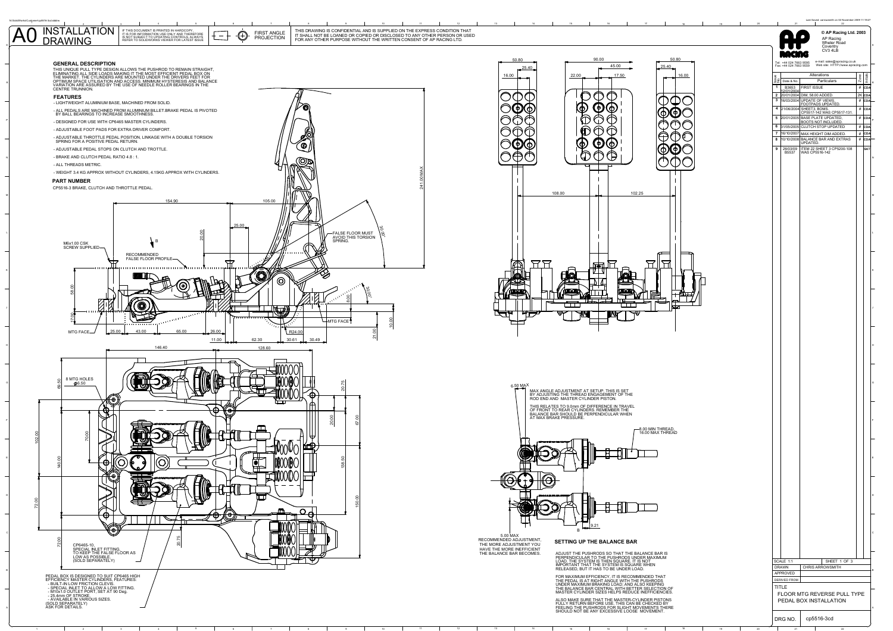# A0 INSTALLATION DRAWING

IF THIS DOCUMENT IS PRINTED IN HARDCOPY, IT IS FOR INFORMATION USE ONLY AND THEREFORE IS NOT SUBJECT TO UPDATING CONTROLS. ALWAYS REFER TO SOLIDWORKS VIEWER FOR LATEST ISSUE.

FIRST ANGLE PROJECTION

THIS DRAWING IS CONFIDENTIAL AND IS SUPPLIED ON THE EXPRESS CONDITION THAT IT SHALL NOT BE LOANED OR COPIED OR DISCLOSED TO ANY OTHER PERSON OR USED FOR ANY OTHER PURPOSE WITHOUT THE WRITTEN CONSENT OF AP RACING LTD.

© AP Racing Ltd. 2003
AP Racing
Wheler Road
Coventry
CV3 4LB

Tel: +44 024 7663 9595
Fax: +44 024 7663 9559
e-mail: sales@apracing.co.uk
Web site: HTTP://www.apracing.com

## GENERAL DESCRIPTION

THIS UNIQUE PULL TYPE DESIGN ALLOWS THE PUSHROD TO REMAIN STRAIGHT, ELIMINATING ALL SIDE LOADS MAKING IT THE MOST EFFICIENT PEDAL BOX ON THE MARKET. THE CYLINDERS ARE MOUNTED UNDER THE DRIVERS FEET FOR OPTIMUM SPACE UTILISATION AND ACCESS. MINIMUM HYSTERESIS AND BALANCE VARIATION ARE ASSURED BY THE USE OF NEEDLE ROLLER BEARINGS IN THE CENTRE TRUNNION.

## FEATURES

- LIGHTWEIGHT ALUMINIUM BASE, MACHINED FROM SOLID.
- ALL PEDALS ARE MACHINED FROM ALUMINIUM BILLET.BRAKE PEDAL IS PIVOTED BY BALL BEARINGS TO INCREASE SMOOTHNESS.
- DESIGNED FOR USE WITH CP6465 MASTER CYLINDERS.
- ADJUSTABLE FOOT PADS FOR EXTRA DRIVER COMFORT.
- ADJUSTABLE THROTTLE PEDAL POSITION, LINKAGE WITH A DOUBLE TORSION SPRING FOR A POSITIVE PEDAL RETURN.
- ADJUSTABLE PEDAL STOPS ON CLUTCH AND THROTTLE.
- BRAKE AND CLUTCH PEDAL RATIO 4.8 : 1.
- ALL THREADS METRIC.
- WEIGHT 3.4 KG APPROX WITHOUT CYLINDERS, 4.15KG APPROX WITH CYLINDERS.

## PART NUMBER

CP5516-3 BRAKE, CLUTCH AND THROTTLE PEDAL.

M6x1.00 CSK SCREW SUPPLIED

RECOMMENDED FALSE FLOOR PROFILE

FALSE FLOOR MUST AVOID THIS TORSION SPRING.

MTG FACE

241.00 MAX

8 MTG HOLES Ø6.50

CP6465-10, SPECIAL INLET FITTING, TO KEEP THE FALSE FLOOR AS LOW AS POSSIBLE. (SOLD SEPARATELY)

PEDAL BOX IS DESIGNED TO SUIT CP6465 HIGH EFFICIENCY MASTER CYLINDERS. FEATURES:
- BUILT-IN LOW FRICTION CLEVIS.
- SPECIAL INLET TO ALLOW A LOW FITTING.
- M10x1.0 OUTLET PORT, SET AT 90 Deg.
- 25.4mm OF STROKE.
- AVAILABLE IN VARIOUS SIZES.
(SOLD SEPARATELY)
ASK FOR DETAILS.

6.50 MAX

MAX ANGLE ADJUSTMENT AT SETUP. THIS IS SET BY ADJUSTING THE THREAD ENGAGEMENT OF THE ROD END AND MASTER CYLINDER PISTON.

THIS RELATES TO 9.0mm OF DIFFERENCE IN TRAVEL OF FRONT TO REAR CYLINDERS. REMEMBER THE BALANCE BAR SHOULD BE PERPENDICULAR WHEN AT MAX BRAKE PRESSURE.

8.00 MIN THREAD, 16.00 MAX THREAD

5.00 MAX RECOMMENDED ADJUSTMENT, THE MORE ADJUSTMENT YOU HAVE THE MORE INEFFICIENT THE BALANCE BAR BECOMES.

## SETTING UP THE BALANCE BAR

ADJUST THE PUSHRODS SO THAT THE BALANCE BAR IS PERPENDICULAR TO THE PUSHRODS UNDER MAXIMUM LOAD. THE SYSTEM IS THEN SQUARE. IT IS NOT IMPORTANT THAT THE SYSTEM IS SQUARE WHEN RELEASED, BUT IT HAS TO BE UNDER LOAD.

FOR MAXIMUM EFFICIENCY, IT IS RECOMMENDED THAT THE PEDAL IS AT RIGHT ANGLE WITH THE PUSHRODS UNDER MAXIMUM BRAKING LOAD; AND ALSO KEEPING THE BALANCE BAR CENTRAL WITH BETTER SELECTION OF MASTER CYLINDER SIZES HELPS REDUCE INEFFICIENCIES.

ALSO MAKE SURE THAT THE MASTER-CYLINDER PISTONS FULLY RETURN BEFORE USE. THIS CAN BE CHECKED BY FEELING THE PUSHRODS FOR SLIGHT MOVEMENTS THERE SHOULD NOT BE ANY EXCESSIVE LOOSE MOVEMENT.

| Issue No. | Date & No. | Alterations Particulars | Zone | Initials |
|---|---|---|---|---|
| 1 | B3653 12/01/2004 | FIRST ISSUE | # | CDA |
| 2 | 20/01/2004 | DIM. 58.00 ADDED. | 2K | CDA |
| 3 | 16/03/2004 | UPDATE OF VIEWS. FOOTPADS UPDATED. | # | CDA |
| 4 | 21/06/2004 | SHEET3, BOMS. CP5517-142 WAS CP5517-131. | # | CDA |
| 5 | 20/01/2005 | BASE PLATE UPDATED. BOOTS NOT INCLUDED. | # | CDA |
| 6 | 31/05/2005 | CLUTCH STOP UPDATED | # | CDA |
| 7 | 16/10/2007 | MAX HEIGHT DIM ADDED. | # | CDA |
| 8 | 10/10/2008 | BALANCE BAR AND EXTRAS UPDATED. | # | CDA |
| 9 | 26/03/09 B5537 | ITEM 22 SHEET 3 CP5200-108 WAS CP5516-142 | | SAT |

| | |
|---|---|
| SCALE 1:1 | SHEET 1 OF 3 |
| DRAWN | CHRIS ARROWSMITH |
| APPROVED | |
| DERIVED FROM | |
| TITLE | FLOOR MTG REVERSE PULL TYPE PEDAL BOX INSTALLATION |
| DRG NO. | cp5516-3cd |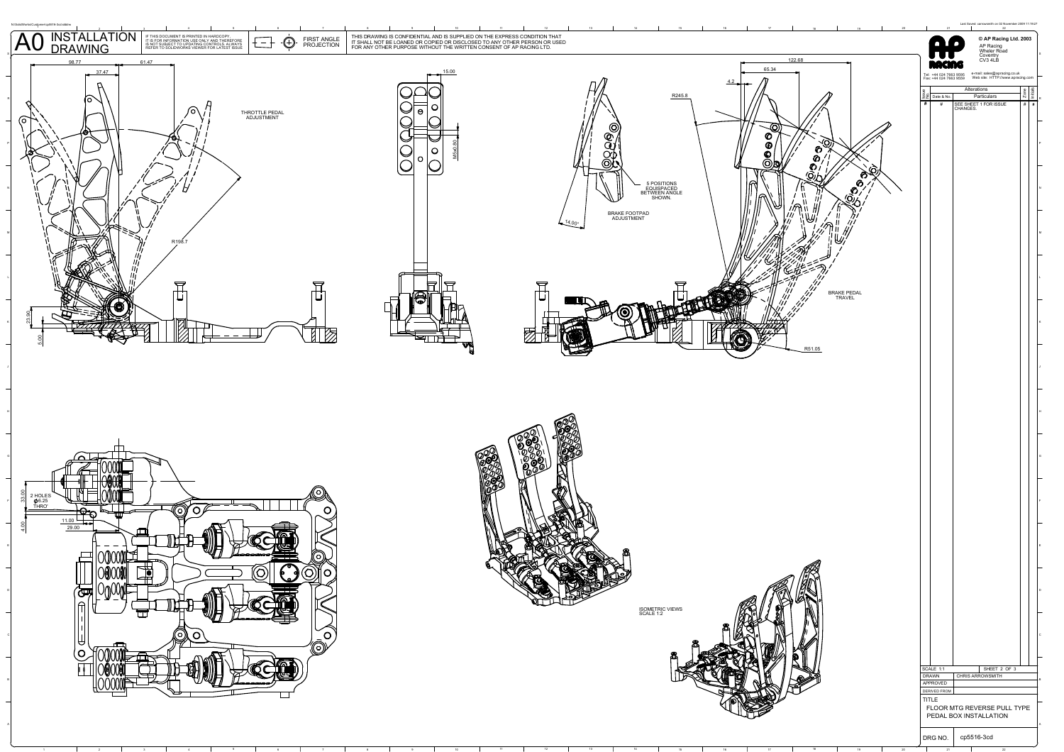# A0 INSTALLATION DRAWING

IF THIS DOCUMENT IS PRINTED IN HARDCOPY, IT IS FOR INFORMATION USE ONLY AND THEREFORE IS NOT SUBJECT TO UPDATING CONTROLS. ALWAYS REFER TO SOLIDWORKS VIEWER FOR LATEST ISSUE

FIRST ANGLE PROJECTION

THIS DRAWING IS CONFIDENTIAL AND IS SUPPLIED ON THE EXPRESS CONDITION THAT IT SHALL NOT BE LOANED OR COPIED OR DISCLOSED TO ANY OTHER PERSON OR USED FOR ANY OTHER PURPOSE WITHOUT THE WRITTEN CONSENT OF AP RACING LTD.

98.77

37.47

61.47

THROTTLE PEDAL ADJUSTMENT

R198.7

23.90

5.00

15.00

M5x0.80

122.68

65.34

4.2

R245.8

5 POSITIONS EQUISPACED BETWEEN ANGLE SHOWN.

BRAKE FOOTPAD ADJUSTMENT

14.00°

BRAKE PEDAL TRAVEL

R51.05

33.00

2 HOLES ø6.25 THRO'

11.00

29.00

4.00

ISOMETRIC VIEWS SCALE 1:2

**© AP Racing Ltd. 2003**

AP Racing
Wheler Road
Coventry
CV3 4LB

Tel: +44 024 7663 9595
Fax: +44 024 7663 9559

e-mail: sales@apracing.co.uk
Web site: HTTP://www.apracing.com

| Issue No | Date & No. | Alterations Particulars | Zone | Initials |
|---|---|---|---|---|
| # | # | SEE SHEET 1 FOR ISSUE CHANGES. | # | # |

| | |
|---|---|
| SCALE 1:1 | SHEET 2 OF 3 |
| DRAWN | CHRIS ARROWSMITH |
| APPROVED | |
| DERIVED FROM | |

TITLE

FLOOR MTG REVERSE PULL TYPE PEDAL BOX INSTALLATION

DRG NO. cp5516-3cd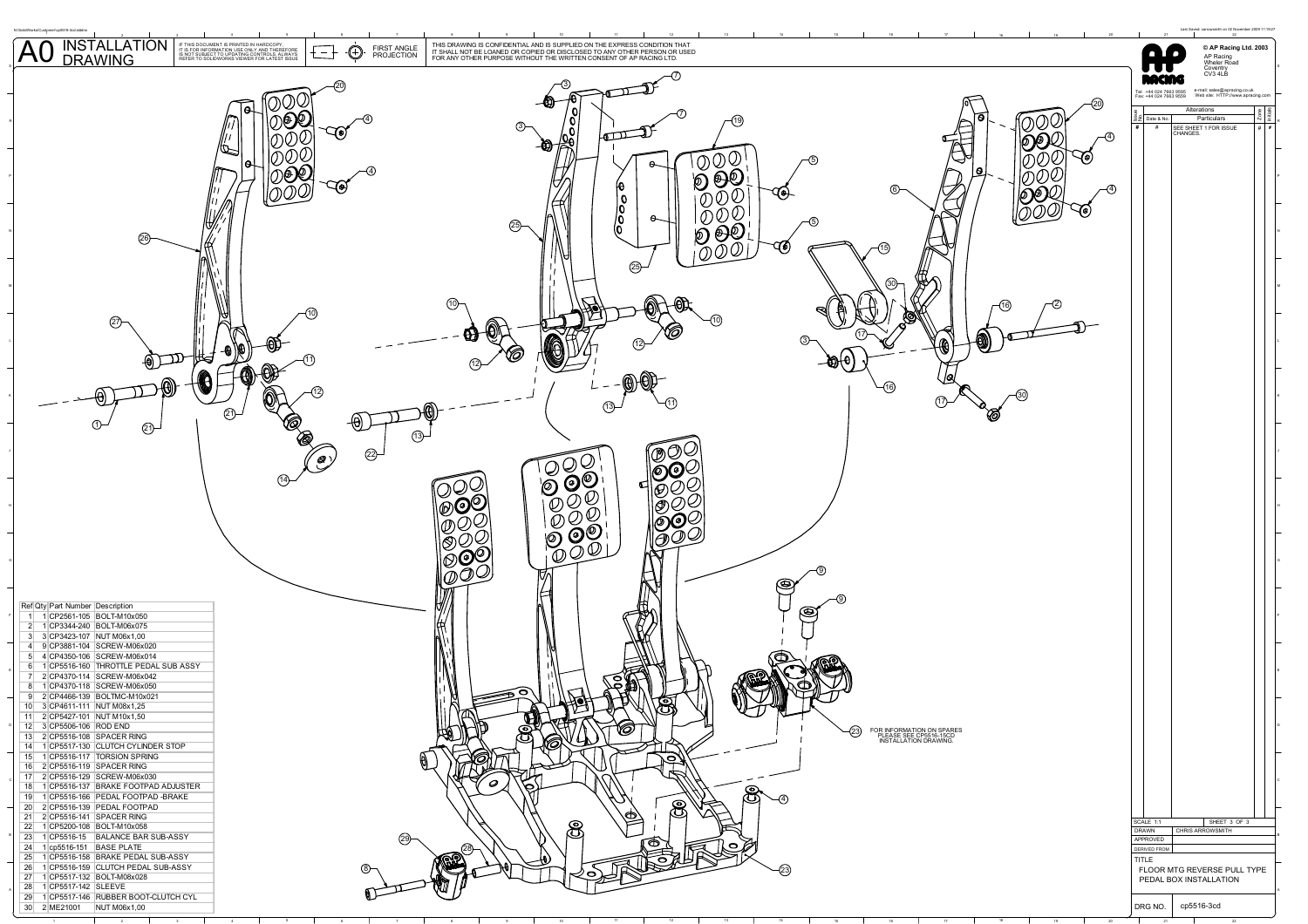# A0 INSTALLATION DRAWING

IF THIS DOCUMENT IS PRINTED IN HARDCOPY IT IS FOR INFORMATION USE ONLY AND THEREFORE IS NOT SUBJECT TO UPDATING CONTROLS. ALWAYS REFER TO SOLIDWORKS VIEWER FOR LATEST ISSUE.

FIRST ANGLE PROJECTION

THIS DRAWING IS CONFIDENTIAL AND IS SUPPLIED ON THE EXPRESS CONDITION THAT IT SHALL NOT BE LOANED OR COPIED OR DISCLOSED TO ANY OTHER PERSON OR USED FOR ANY OTHER PURPOSE WITHOUT THE WRITTEN CONSENT OF AP RACING LTD.

© AP Racing Ltd. 2003

AP Racing
Wheler Road
Coventry
CV3 4LB

Tel: +44 024 7663 9595
Fax: +44 024 7663 9559

e-mail: sales@apracing.co.uk
Web site: HTTP://www.apracing.com

| Issue No | Date & No. | Alterations Particulars | Zone | Initials |
|---|---|---|---|---|
| # | # | SEE SHEET 1 FOR ISSUE CHANGES. | # | # |

FOR INFORMATION ON SPARES PLEASE SEE CP5516-15CD INSTALLATION DRAWING.

| Ref | Qty | Part Number | Description |
|---|---|---|---|
| 1 | 1 | CP2561-105 | BOLT-M10x050 |
| 2 | 1 | CP3344-240 | BOLT-M06x075 |
| 3 | 3 | CP3423-107 | NUT M06x1,00 |
| 4 | 9 | CP3881-104 | SCREW-M06x020 |
| 5 | 4 | CP4350-106 | SCREW-M06x014 |
| 6 | 1 | CP5516-160 | THROTTLE PEDAL SUB ASSY |
| 7 | 2 | CP4370-114 | SCREW-M06x042 |
| 8 | 1 | CP4370-118 | SCREW-M06x050 |
| 9 | 2 | CP4466-139 | BOLTMC-M10x021 |
| 10 | 3 | CP4611-111 | NUT M08x1,25 |
| 11 | 2 | CP5427-101 | NUT M10x1,50 |
| 12 | 3 | CP5506-106 | ROD END |
| 13 | 2 | CP5516-108 | SPACER RING |
| 14 | 1 | CP5517-130 | CLUTCH CYLINDER STOP |
| 15 | 1 | CP5516-117 | TORSION SPRING |
| 16 | 2 | CP5516-119 | SPACER RING |
| 17 | 2 | CP5516-129 | SCREW-M06x030 |
| 18 | 1 | CP5516-137 | BRAKE FOOTPAD ADJUSTER |
| 19 | 1 | CP5516-166 | PEDAL FOOTPAD -BRAKE |
| 20 | 2 | CP5516-139 | PEDAL FOOTPAD |
| 21 | 2 | CP5516-141 | SPACER RING |
| 22 | 1 | CP5200-108 | BOLT-M10x058 |
| 23 | 1 | CP5516-15 | BALANCE BAR SUB-ASSY |
| 24 | 1 | cp5516-151 | BASE PLATE |
| 25 | 1 | CP5516-158 | BRAKE PEDAL SUB-ASSY |
| 26 | 1 | CP5516-159 | CLUTCH PEDAL SUB-ASSY |
| 27 | 1 | CP5517-132 | BOLT-M08x028 |
| 28 | 1 | CP5517-142 | SLEEVE |
| 29 | 1 | CP5517-146 | RUBBER BOOT-CLUTCH CYL |
| 30 | 2 | ME21001 | NUT M06x1,00 |

SCALE 1:1 — SHEET 3 OF 3

DRAWN: CHRIS ARROWSMITH

APPROVED

DERIVED FROM

TITLE: FLOOR MTG REVERSE PULL TYPE PEDAL BOX INSTALLATION

DRG NO. cp5516-3cd